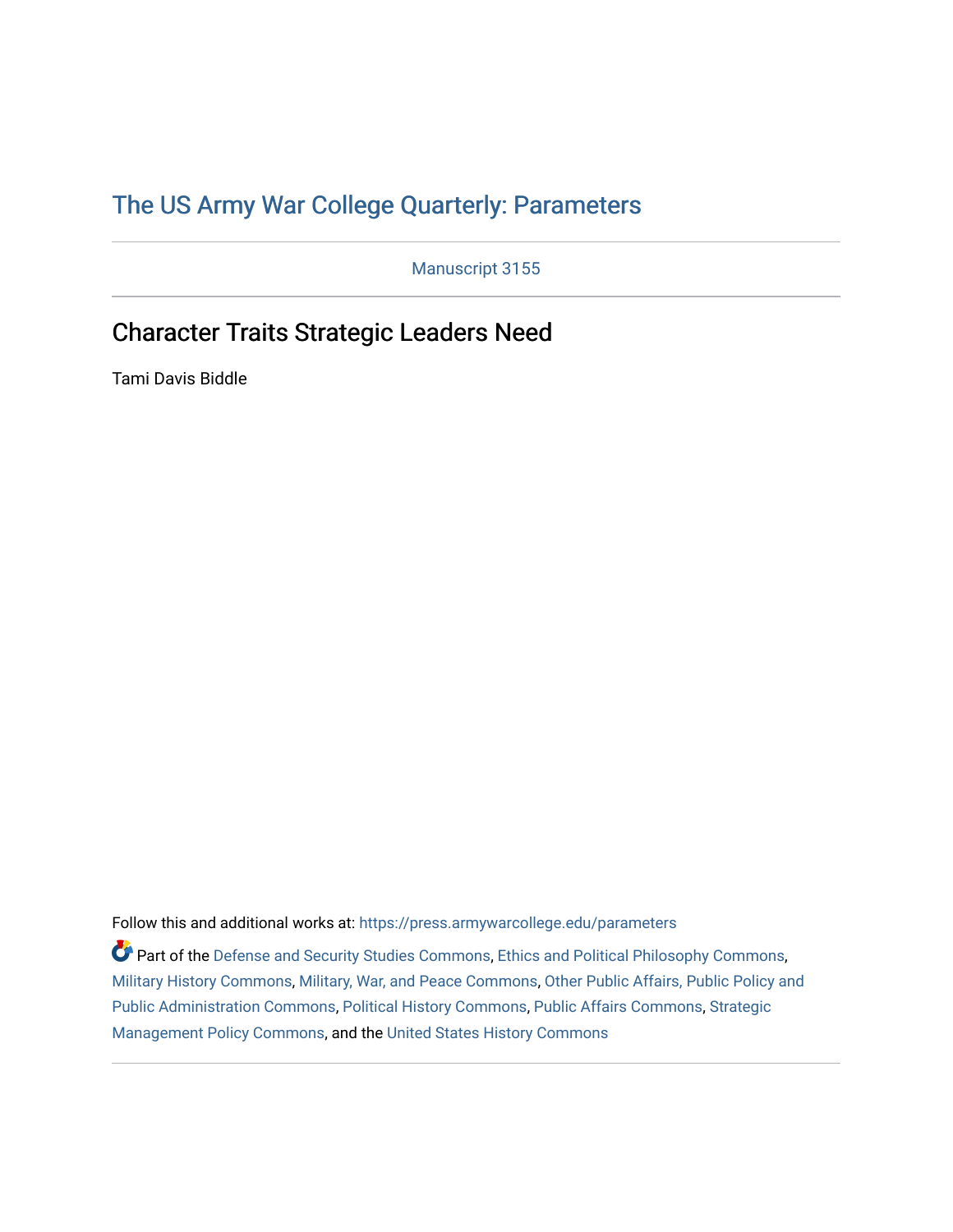The US Army War College Quarterly: Parameters

Manuscript 3155

# Character Traits Strategic Leaders Need

Tami Davis Biddle

Follow this and additional works at: https://press.armywarcollege.edu/parameters

Part of the Defense and Security Studies Commons, Ethics and Political Philosophy Commons, Military History Commons, Military, War, and Peace Commons, Other Public Affairs, Public Policy and Public Administration Commons, Political History Commons, Public Affairs Commons, Strategic Management Policy Commons, and the United States History Commons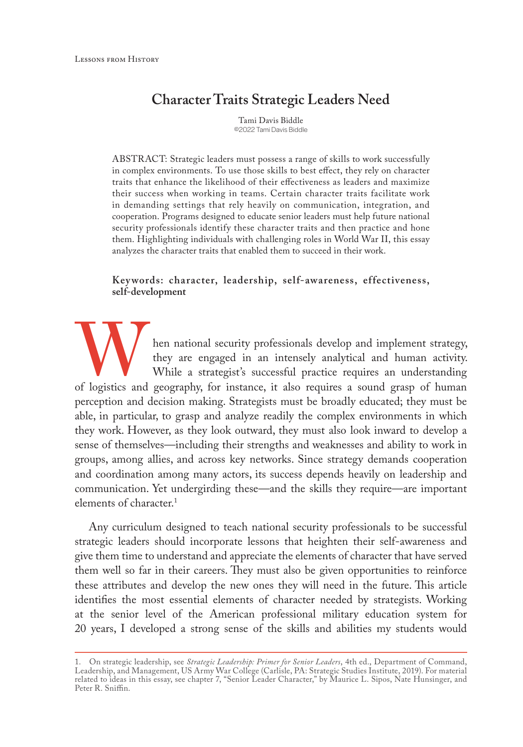# Character Traits Strategic Leaders Need

Tami Davis Biddle
©2022 Tami Davis Biddle

ABSTRACT: Strategic leaders must possess a range of skills to work successfully in complex environments. To use those skills to best effect, they rely on character traits that enhance the likelihood of their effectiveness as leaders and maximize their success when working in teams. Certain character traits facilitate work in demanding settings that rely heavily on communication, integration, and cooperation. Programs designed to educate senior leaders must help future national security professionals identify these character traits and then practice and hone them. Highlighting individuals with challenging roles in World War II, this essay analyzes the character traits that enabled them to succeed in their work.

**Keywords: character, leadership, self-awareness, effectiveness, self-development**

When national security professionals develop and implement strategy, they are engaged in an intensely analytical and human activity. While a strategist's successful practice requires an understanding of logistics and geography, for instance, it also requires a sound grasp of human perception and decision making. Strategists must be broadly educated; they must be able, in particular, to grasp and analyze readily the complex environments in which they work. However, as they look outward, they must also look inward to develop a sense of themselves—including their strengths and weaknesses and ability to work in groups, among allies, and across key networks. Since strategy demands cooperation and coordination among many actors, its success depends heavily on leadership and communication. Yet undergirding these—and the skills they require—are important elements of character.[1]

Any curriculum designed to teach national security professionals to be successful strategic leaders should incorporate lessons that heighten their self-awareness and give them time to understand and appreciate the elements of character that have served them well so far in their careers. They must also be given opportunities to reinforce these attributes and develop the new ones they will need in the future. This article identifies the most essential elements of character needed by strategists. Working at the senior level of the American professional military education system for 20 years, I developed a strong sense of the skills and abilities my students would

1. On strategic leadership, see *Strategic Leadership: Primer for Senior Leaders*, 4th ed., Department of Command, Leadership, and Management, US Army War College (Carlisle, PA: Strategic Studies Institute, 2019). For material related to ideas in this essay, see chapter 7, "Senior Leader Character," by Maurice L. Sipos, Nate Hunsinger, and Peter R. Sniffin.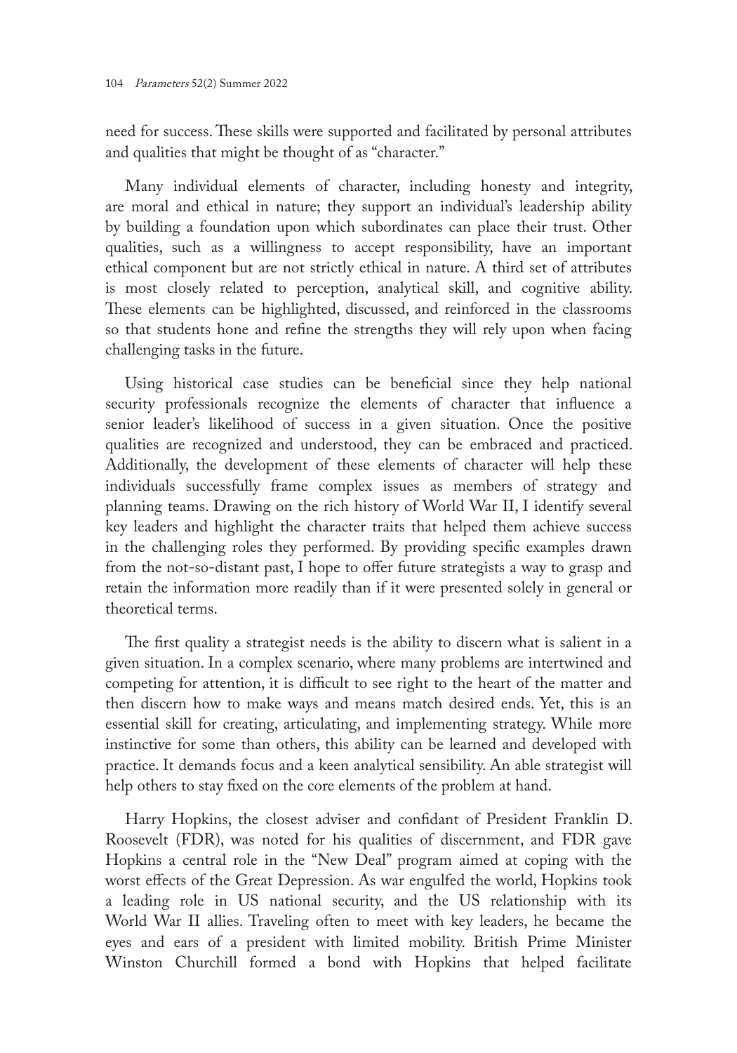need for success. These skills were supported and facilitated by personal attributes and qualities that might be thought of as "character."

Many individual elements of character, including honesty and integrity, are moral and ethical in nature; they support an individual's leadership ability by building a foundation upon which subordinates can place their trust. Other qualities, such as a willingness to accept responsibility, have an important ethical component but are not strictly ethical in nature. A third set of attributes is most closely related to perception, analytical skill, and cognitive ability. These elements can be highlighted, discussed, and reinforced in the classrooms so that students hone and refine the strengths they will rely upon when facing challenging tasks in the future.

Using historical case studies can be beneficial since they help national security professionals recognize the elements of character that influence a senior leader's likelihood of success in a given situation. Once the positive qualities are recognized and understood, they can be embraced and practiced. Additionally, the development of these elements of character will help these individuals successfully frame complex issues as members of strategy and planning teams. Drawing on the rich history of World War II, I identify several key leaders and highlight the character traits that helped them achieve success in the challenging roles they performed. By providing specific examples drawn from the not-so-distant past, I hope to offer future strategists a way to grasp and retain the information more readily than if it were presented solely in general or theoretical terms.

The first quality a strategist needs is the ability to discern what is salient in a given situation. In a complex scenario, where many problems are intertwined and competing for attention, it is difficult to see right to the heart of the matter and then discern how to make ways and means match desired ends. Yet, this is an essential skill for creating, articulating, and implementing strategy. While more instinctive for some than others, this ability can be learned and developed with practice. It demands focus and a keen analytical sensibility. An able strategist will help others to stay fixed on the core elements of the problem at hand.

Harry Hopkins, the closest adviser and confidant of President Franklin D. Roosevelt (FDR), was noted for his qualities of discernment, and FDR gave Hopkins a central role in the "New Deal" program aimed at coping with the worst effects of the Great Depression. As war engulfed the world, Hopkins took a leading role in US national security, and the US relationship with its World War II allies. Traveling often to meet with key leaders, he became the eyes and ears of a president with limited mobility. British Prime Minister Winston Churchill formed a bond with Hopkins that helped facilitate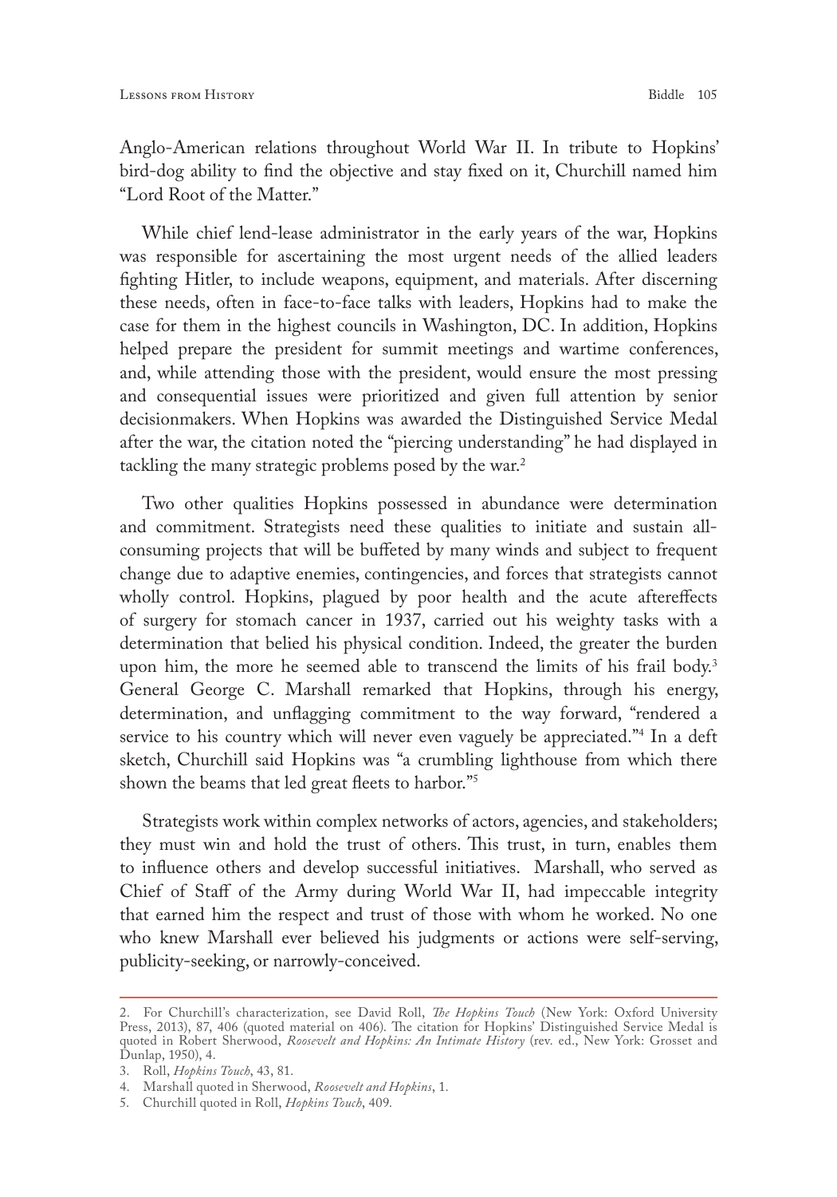Anglo-American relations throughout World War II. In tribute to Hopkins' bird-dog ability to find the objective and stay fixed on it, Churchill named him "Lord Root of the Matter."

While chief lend-lease administrator in the early years of the war, Hopkins was responsible for ascertaining the most urgent needs of the allied leaders fighting Hitler, to include weapons, equipment, and materials. After discerning these needs, often in face-to-face talks with leaders, Hopkins had to make the case for them in the highest councils in Washington, DC. In addition, Hopkins helped prepare the president for summit meetings and wartime conferences, and, while attending those with the president, would ensure the most pressing and consequential issues were prioritized and given full attention by senior decisionmakers. When Hopkins was awarded the Distinguished Service Medal after the war, the citation noted the "piercing understanding" he had displayed in tackling the many strategic problems posed by the war.[2]

Two other qualities Hopkins possessed in abundance were determination and commitment. Strategists need these qualities to initiate and sustain all-consuming projects that will be buffeted by many winds and subject to frequent change due to adaptive enemies, contingencies, and forces that strategists cannot wholly control. Hopkins, plagued by poor health and the acute aftereffects of surgery for stomach cancer in 1937, carried out his weighty tasks with a determination that belied his physical condition. Indeed, the greater the burden upon him, the more he seemed able to transcend the limits of his frail body.[3] General George C. Marshall remarked that Hopkins, through his energy, determination, and unflagging commitment to the way forward, "rendered a service to his country which will never even vaguely be appreciated."[4] In a deft sketch, Churchill said Hopkins was "a crumbling lighthouse from which there shown the beams that led great fleets to harbor."[5]

Strategists work within complex networks of actors, agencies, and stakeholders; they must win and hold the trust of others. This trust, in turn, enables them to influence others and develop successful initiatives. Marshall, who served as Chief of Staff of the Army during World War II, had impeccable integrity that earned him the respect and trust of those with whom he worked. No one who knew Marshall ever believed his judgments or actions were self-serving, publicity-seeking, or narrowly-conceived.

---

2. For Churchill's characterization, see David Roll, *The Hopkins Touch* (New York: Oxford University Press, 2013), 87, 406 (quoted material on 406). The citation for Hopkins' Distinguished Service Medal is quoted in Robert Sherwood, *Roosevelt and Hopkins: An Intimate History* (rev. ed., New York: Grosset and Dunlap, 1950), 4.
3. Roll, *Hopkins Touch*, 43, 81.
4. Marshall quoted in Sherwood, *Roosevelt and Hopkins*, 1.
5. Churchill quoted in Roll, *Hopkins Touch*, 409.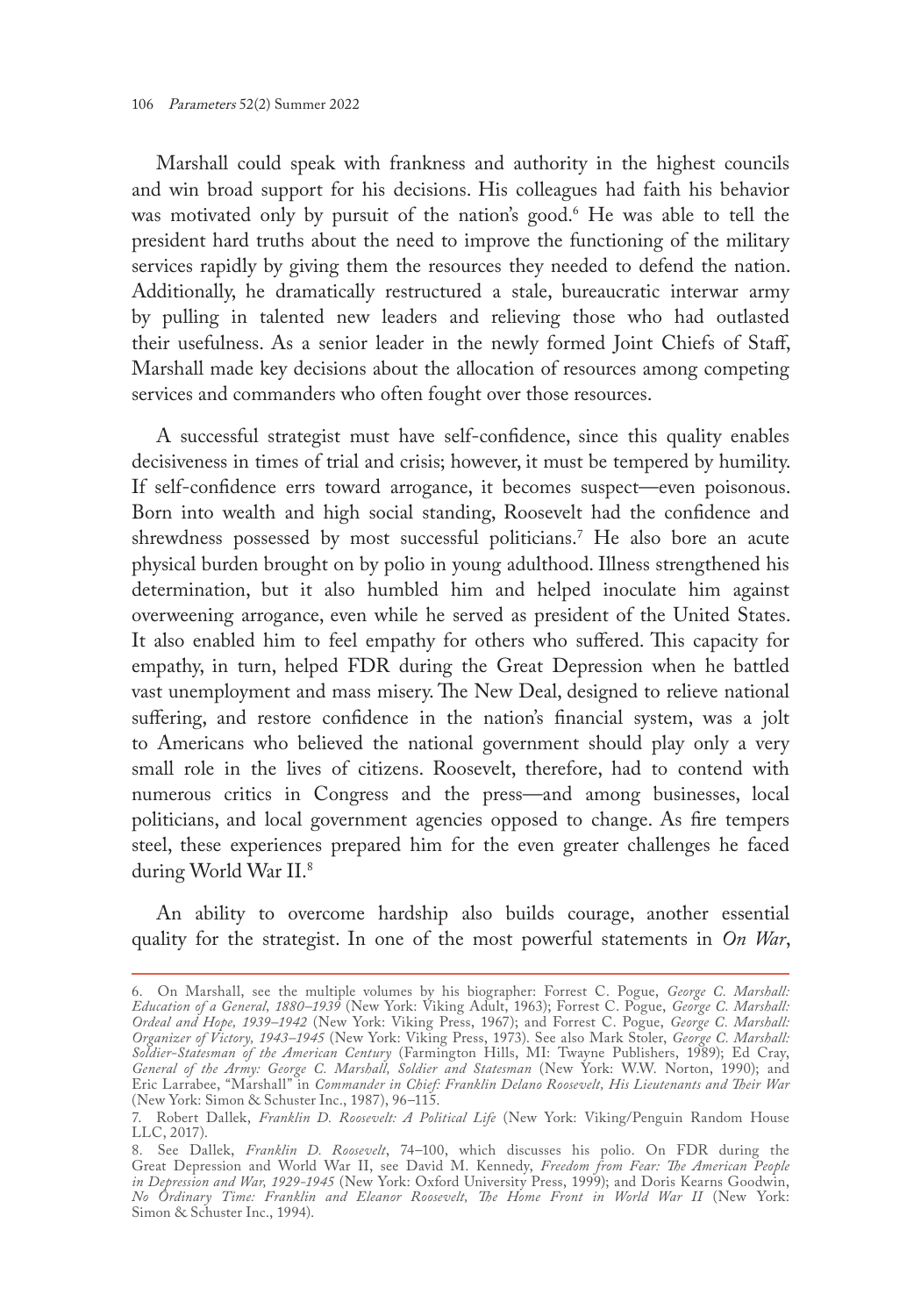Marshall could speak with frankness and authority in the highest councils and win broad support for his decisions. His colleagues had faith his behavior was motivated only by pursuit of the nation's good.[6] He was able to tell the president hard truths about the need to improve the functioning of the military services rapidly by giving them the resources they needed to defend the nation. Additionally, he dramatically restructured a stale, bureaucratic interwar army by pulling in talented new leaders and relieving those who had outlasted their usefulness. As a senior leader in the newly formed Joint Chiefs of Staff, Marshall made key decisions about the allocation of resources among competing services and commanders who often fought over those resources.

A successful strategist must have self-confidence, since this quality enables decisiveness in times of trial and crisis; however, it must be tempered by humility. If self-confidence errs toward arrogance, it becomes suspect—even poisonous. Born into wealth and high social standing, Roosevelt had the confidence and shrewdness possessed by most successful politicians.[7] He also bore an acute physical burden brought on by polio in young adulthood. Illness strengthened his determination, but it also humbled him and helped inoculate him against overweening arrogance, even while he served as president of the United States. It also enabled him to feel empathy for others who suffered. This capacity for empathy, in turn, helped FDR during the Great Depression when he battled vast unemployment and mass misery. The New Deal, designed to relieve national suffering, and restore confidence in the nation's financial system, was a jolt to Americans who believed the national government should play only a very small role in the lives of citizens. Roosevelt, therefore, had to contend with numerous critics in Congress and the press—and among businesses, local politicians, and local government agencies opposed to change. As fire tempers steel, these experiences prepared him for the even greater challenges he faced during World War II.[8]

An ability to overcome hardship also builds courage, another essential quality for the strategist. In one of the most powerful statements in *On War*,

6. On Marshall, see the multiple volumes by his biographer: Forrest C. Pogue, *George C. Marshall: Education of a General, 1880–1939* (New York: Viking Adult, 1963); Forrest C. Pogue, *George C. Marshall: Ordeal and Hope, 1939–1942* (New York: Viking Press, 1967); and Forrest C. Pogue, *George C. Marshall: Organizer of Victory, 1943–1945* (New York: Viking Press, 1973). See also Mark Stoler, *George C. Marshall: Soldier-Statesman of the American Century* (Farmington Hills, MI: Twayne Publishers, 1989); Ed Cray, *General of the Army: George C. Marshall, Soldier and Statesman* (New York: W.W. Norton, 1990); and Eric Larrabee, "Marshall" in *Commander in Chief: Franklin Delano Roosevelt, His Lieutenants and Their War* (New York: Simon & Schuster Inc., 1987), 96–115.

7. Robert Dallek, *Franklin D. Roosevelt: A Political Life* (New York: Viking/Penguin Random House LLC, 2017).

8. See Dallek, *Franklin D. Roosevelt*, 74–100, which discusses his polio. On FDR during the Great Depression and World War II, see David M. Kennedy, *Freedom from Fear: The American People in Depression and War, 1929-1945* (New York: Oxford University Press, 1999); and Doris Kearns Goodwin, *No Ordinary Time: Franklin and Eleanor Roosevelt, The Home Front in World War II* (New York: Simon & Schuster Inc., 1994).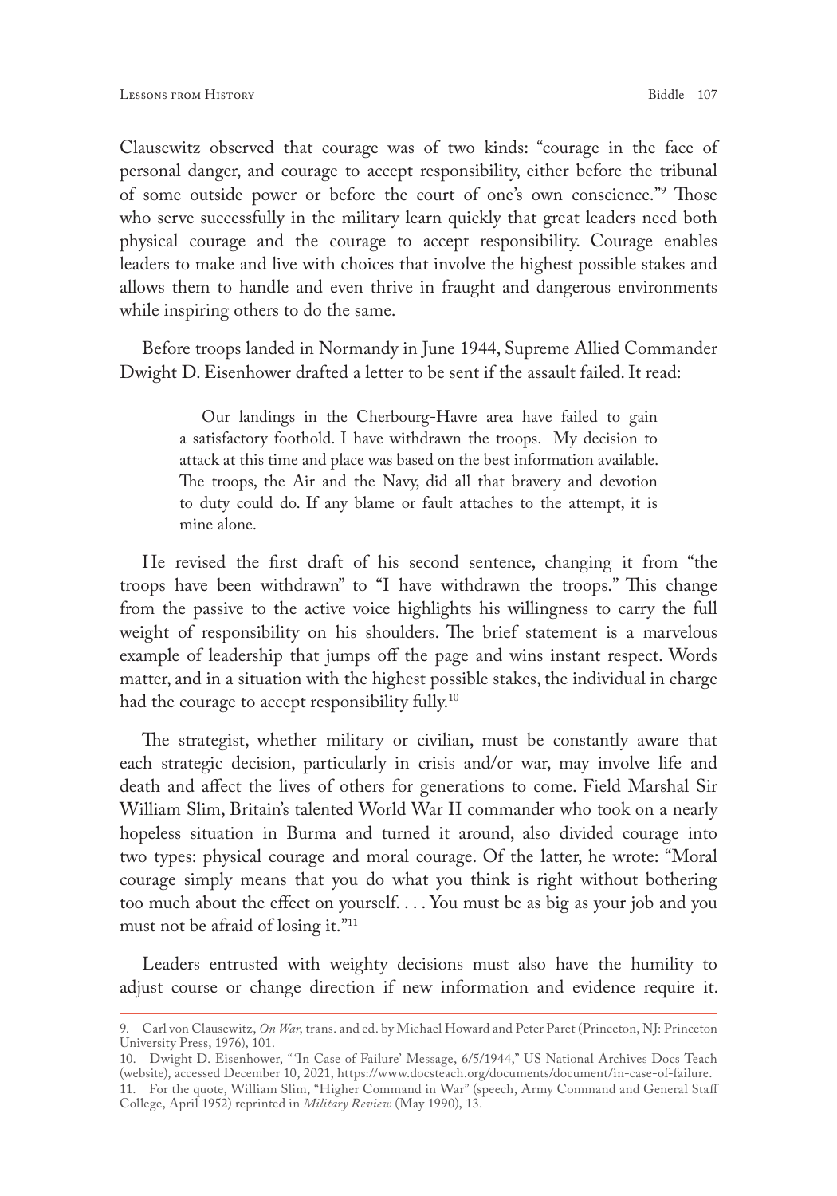Clausewitz observed that courage was of two kinds: "courage in the face of personal danger, and courage to accept responsibility, either before the tribunal of some outside power or before the court of one's own conscience."[9] Those who serve successfully in the military learn quickly that great leaders need both physical courage and the courage to accept responsibility. Courage enables leaders to make and live with choices that involve the highest possible stakes and allows them to handle and even thrive in fraught and dangerous environments while inspiring others to do the same.

Before troops landed in Normandy in June 1944, Supreme Allied Commander Dwight D. Eisenhower drafted a letter to be sent if the assault failed. It read:

> Our landings in the Cherbourg-Havre area have failed to gain a satisfactory foothold. I have withdrawn the troops. My decision to attack at this time and place was based on the best information available. The troops, the Air and the Navy, did all that bravery and devotion to duty could do. If any blame or fault attaches to the attempt, it is mine alone.

He revised the first draft of his second sentence, changing it from "the troops have been withdrawn" to "I have withdrawn the troops." This change from the passive to the active voice highlights his willingness to carry the full weight of responsibility on his shoulders. The brief statement is a marvelous example of leadership that jumps off the page and wins instant respect. Words matter, and in a situation with the highest possible stakes, the individual in charge had the courage to accept responsibility fully.[10]

The strategist, whether military or civilian, must be constantly aware that each strategic decision, particularly in crisis and/or war, may involve life and death and affect the lives of others for generations to come. Field Marshal Sir William Slim, Britain's talented World War II commander who took on a nearly hopeless situation in Burma and turned it around, also divided courage into two types: physical courage and moral courage. Of the latter, he wrote: "Moral courage simply means that you do what you think is right without bothering too much about the effect on yourself. . . . You must be as big as your job and you must not be afraid of losing it."[11]

Leaders entrusted with weighty decisions must also have the humility to adjust course or change direction if new information and evidence require it.

---

9. Carl von Clausewitz, *On War*, trans. and ed. by Michael Howard and Peter Paret (Princeton, NJ: Princeton University Press, 1976), 101.

10. Dwight D. Eisenhower, "'In Case of Failure' Message, 6/5/1944," US National Archives Docs Teach (website), accessed December 10, 2021, https://www.docsteach.org/documents/document/in-case-of-failure.

11. For the quote, William Slim, "Higher Command in War" (speech, Army Command and General Staff College, April 1952) reprinted in *Military Review* (May 1990), 13.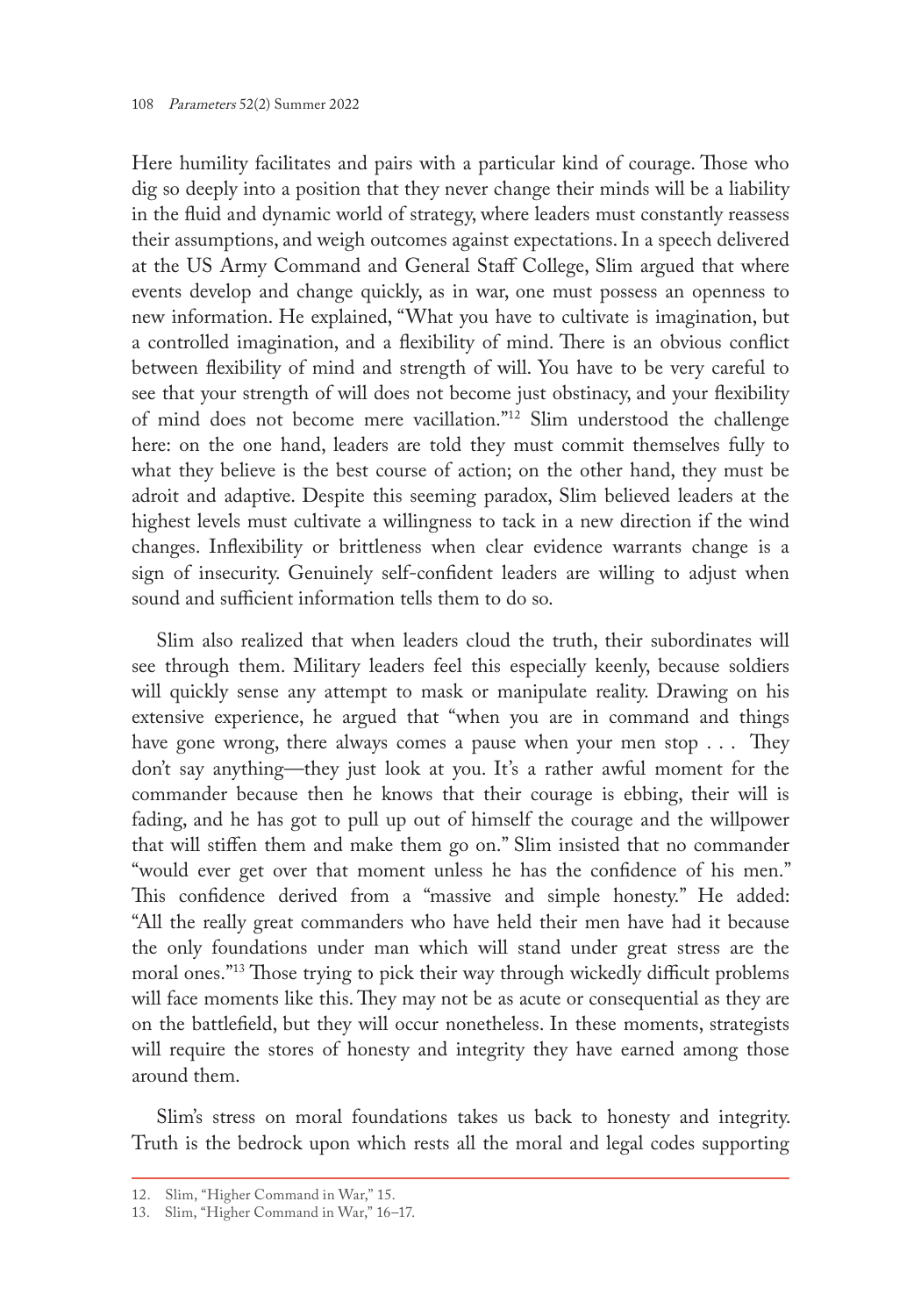Here humility facilitates and pairs with a particular kind of courage. Those who dig so deeply into a position that they never change their minds will be a liability in the fluid and dynamic world of strategy, where leaders must constantly reassess their assumptions, and weigh outcomes against expectations. In a speech delivered at the US Army Command and General Staff College, Slim argued that where events develop and change quickly, as in war, one must possess an openness to new information. He explained, "What you have to cultivate is imagination, but a controlled imagination, and a flexibility of mind. There is an obvious conflict between flexibility of mind and strength of will. You have to be very careful to see that your strength of will does not become just obstinacy, and your flexibility of mind does not become mere vacillation."[12] Slim understood the challenge here: on the one hand, leaders are told they must commit themselves fully to what they believe is the best course of action; on the other hand, they must be adroit and adaptive. Despite this seeming paradox, Slim believed leaders at the highest levels must cultivate a willingness to tack in a new direction if the wind changes. Inflexibility or brittleness when clear evidence warrants change is a sign of insecurity. Genuinely self-confident leaders are willing to adjust when sound and sufficient information tells them to do so.

Slim also realized that when leaders cloud the truth, their subordinates will see through them. Military leaders feel this especially keenly, because soldiers will quickly sense any attempt to mask or manipulate reality. Drawing on his extensive experience, he argued that "when you are in command and things have gone wrong, there always comes a pause when your men stop . . . They don't say anything—they just look at you. It's a rather awful moment for the commander because then he knows that their courage is ebbing, their will is fading, and he has got to pull up out of himself the courage and the willpower that will stiffen them and make them go on." Slim insisted that no commander "would ever get over that moment unless he has the confidence of his men." This confidence derived from a "massive and simple honesty." He added: "All the really great commanders who have held their men have had it because the only foundations under man which will stand under great stress are the moral ones."[13] Those trying to pick their way through wickedly difficult problems will face moments like this. They may not be as acute or consequential as they are on the battlefield, but they will occur nonetheless. In these moments, strategists will require the stores of honesty and integrity they have earned among those around them.

Slim's stress on moral foundations takes us back to honesty and integrity. Truth is the bedrock upon which rests all the moral and legal codes supporting

---

12. Slim, "Higher Command in War," 15.
13. Slim, "Higher Command in War," 16–17.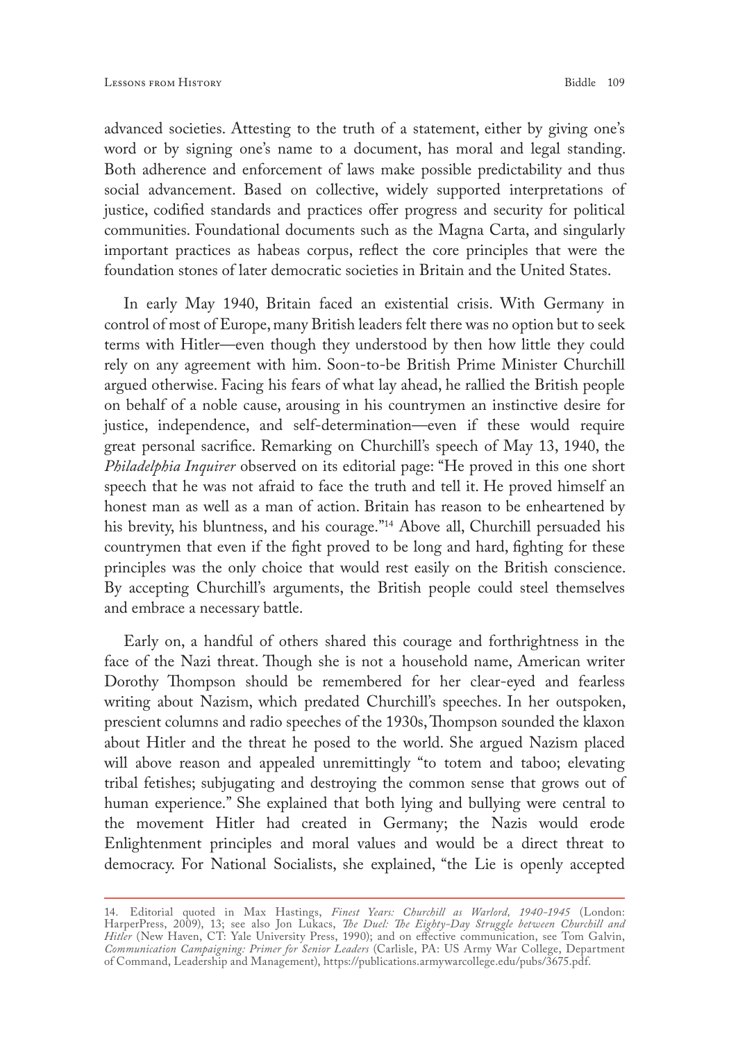advanced societies. Attesting to the truth of a statement, either by giving one's word or by signing one's name to a document, has moral and legal standing. Both adherence and enforcement of laws make possible predictability and thus social advancement. Based on collective, widely supported interpretations of justice, codified standards and practices offer progress and security for political communities. Foundational documents such as the Magna Carta, and singularly important practices as habeas corpus, reflect the core principles that were the foundation stones of later democratic societies in Britain and the United States.

In early May 1940, Britain faced an existential crisis. With Germany in control of most of Europe, many British leaders felt there was no option but to seek terms with Hitler—even though they understood by then how little they could rely on any agreement with him. Soon-to-be British Prime Minister Churchill argued otherwise. Facing his fears of what lay ahead, he rallied the British people on behalf of a noble cause, arousing in his countrymen an instinctive desire for justice, independence, and self-determination—even if these would require great personal sacrifice. Remarking on Churchill's speech of May 13, 1940, the *Philadelphia Inquirer* observed on its editorial page: "He proved in this one short speech that he was not afraid to face the truth and tell it. He proved himself an honest man as well as a man of action. Britain has reason to be enheartened by his brevity, his bluntness, and his courage."[14] Above all, Churchill persuaded his countrymen that even if the fight proved to be long and hard, fighting for these principles was the only choice that would rest easily on the British conscience. By accepting Churchill's arguments, the British people could steel themselves and embrace a necessary battle.

Early on, a handful of others shared this courage and forthrightness in the face of the Nazi threat. Though she is not a household name, American writer Dorothy Thompson should be remembered for her clear-eyed and fearless writing about Nazism, which predated Churchill's speeches. In her outspoken, prescient columns and radio speeches of the 1930s, Thompson sounded the klaxon about Hitler and the threat he posed to the world. She argued Nazism placed will above reason and appealed unremittingly "to totem and taboo; elevating tribal fetishes; subjugating and destroying the common sense that grows out of human experience." She explained that both lying and bullying were central to the movement Hitler had created in Germany; the Nazis would erode Enlightenment principles and moral values and would be a direct threat to democracy. For National Socialists, she explained, "the Lie is openly accepted

14. Editorial quoted in Max Hastings, *Finest Years: Churchill as Warlord, 1940-1945* (London: HarperPress, 2009), 13; see also Jon Lukacs, *The Duel: The Eighty-Day Struggle between Churchill and Hitler* (New Haven, CT: Yale University Press, 1990); and on effective communication, see Tom Galvin, *Communication Campaigning: Primer for Senior Leaders* (Carlisle, PA: US Army War College, Department of Command, Leadership and Management), https://publications.armywarcollege.edu/pubs/3675.pdf.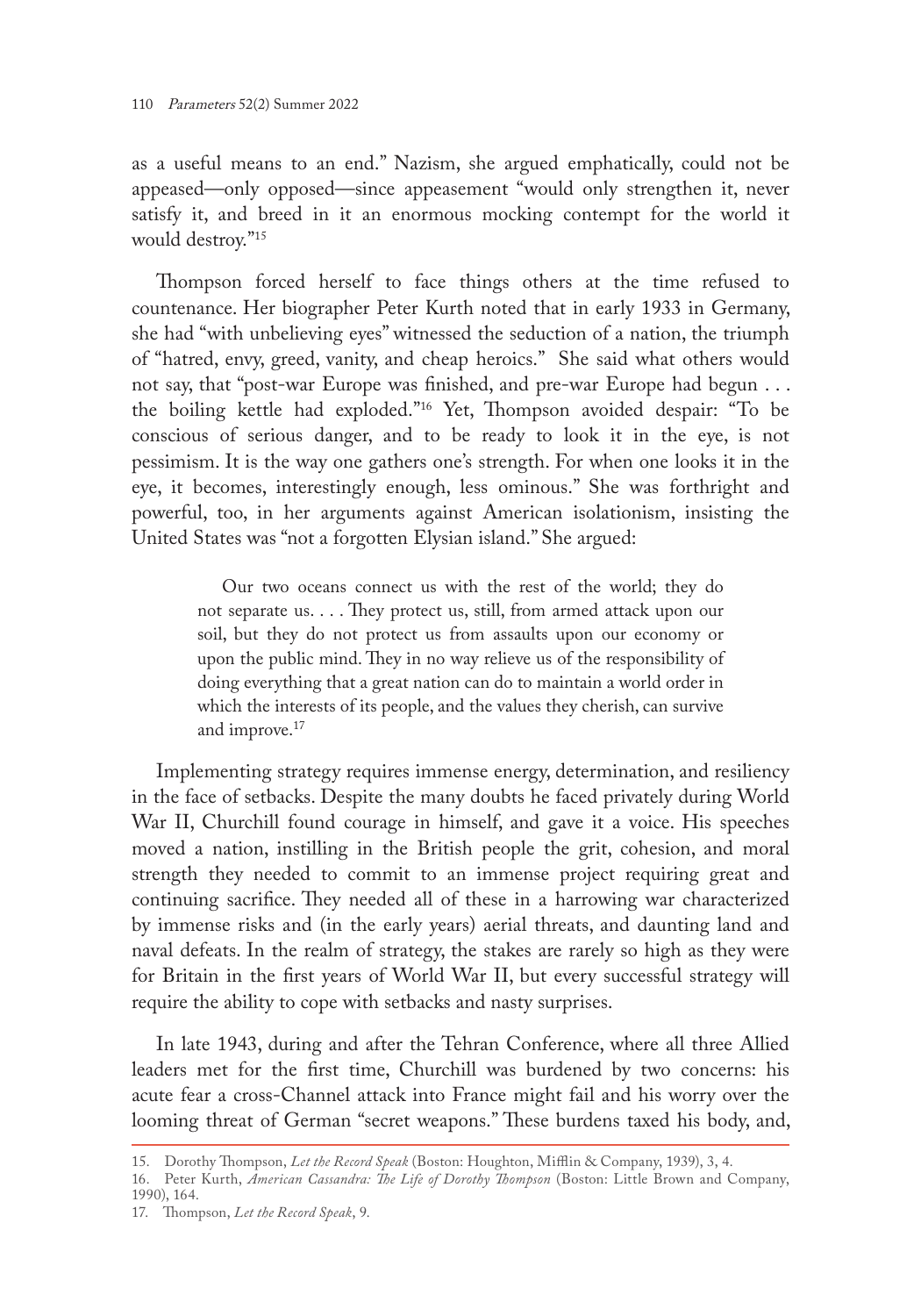as a useful means to an end." Nazism, she argued emphatically, could not be appeased—only opposed—since appeasement "would only strengthen it, never satisfy it, and breed in it an enormous mocking contempt for the world it would destroy."[15]

Thompson forced herself to face things others at the time refused to countenance. Her biographer Peter Kurth noted that in early 1933 in Germany, she had "with unbelieving eyes" witnessed the seduction of a nation, the triumph of "hatred, envy, greed, vanity, and cheap heroics." She said what others would not say, that "post-war Europe was finished, and pre-war Europe had begun . . . the boiling kettle had exploded."[16] Yet, Thompson avoided despair: "To be conscious of serious danger, and to be ready to look it in the eye, is not pessimism. It is the way one gathers one's strength. For when one looks it in the eye, it becomes, interestingly enough, less ominous." She was forthright and powerful, too, in her arguments against American isolationism, insisting the United States was "not a forgotten Elysian island." She argued:

> Our two oceans connect us with the rest of the world; they do not separate us. . . . They protect us, still, from armed attack upon our soil, but they do not protect us from assaults upon our economy or upon the public mind. They in no way relieve us of the responsibility of doing everything that a great nation can do to maintain a world order in which the interests of its people, and the values they cherish, can survive and improve.[17]

Implementing strategy requires immense energy, determination, and resiliency in the face of setbacks. Despite the many doubts he faced privately during World War II, Churchill found courage in himself, and gave it a voice. His speeches moved a nation, instilling in the British people the grit, cohesion, and moral strength they needed to commit to an immense project requiring great and continuing sacrifice. They needed all of these in a harrowing war characterized by immense risks and (in the early years) aerial threats, and daunting land and naval defeats. In the realm of strategy, the stakes are rarely so high as they were for Britain in the first years of World War II, but every successful strategy will require the ability to cope with setbacks and nasty surprises.

In late 1943, during and after the Tehran Conference, where all three Allied leaders met for the first time, Churchill was burdened by two concerns: his acute fear a cross-Channel attack into France might fail and his worry over the looming threat of German "secret weapons." These burdens taxed his body, and,

15. Dorothy Thompson, *Let the Record Speak* (Boston: Houghton, Mifflin & Company, 1939), 3, 4.

16. Peter Kurth, *American Cassandra: The Life of Dorothy Thompson* (Boston: Little Brown and Company, 1990), 164.

17. Thompson, *Let the Record Speak*, 9.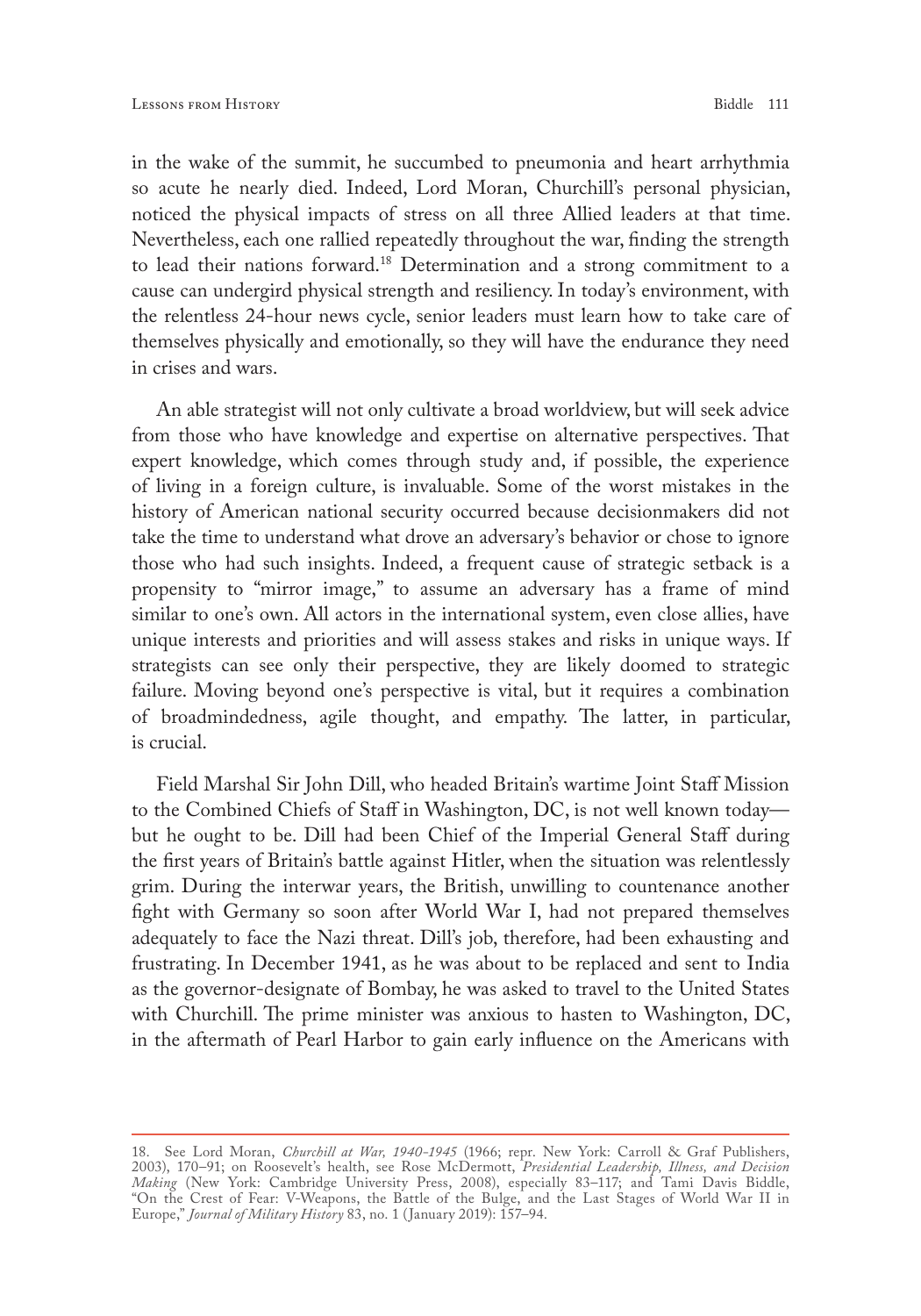in the wake of the summit, he succumbed to pneumonia and heart arrhythmia so acute he nearly died. Indeed, Lord Moran, Churchill's personal physician, noticed the physical impacts of stress on all three Allied leaders at that time. Nevertheless, each one rallied repeatedly throughout the war, finding the strength to lead their nations forward.[18] Determination and a strong commitment to a cause can undergird physical strength and resiliency. In today's environment, with the relentless 24-hour news cycle, senior leaders must learn how to take care of themselves physically and emotionally, so they will have the endurance they need in crises and wars.

An able strategist will not only cultivate a broad worldview, but will seek advice from those who have knowledge and expertise on alternative perspectives. That expert knowledge, which comes through study and, if possible, the experience of living in a foreign culture, is invaluable. Some of the worst mistakes in the history of American national security occurred because decisionmakers did not take the time to understand what drove an adversary's behavior or chose to ignore those who had such insights. Indeed, a frequent cause of strategic setback is a propensity to "mirror image," to assume an adversary has a frame of mind similar to one's own. All actors in the international system, even close allies, have unique interests and priorities and will assess stakes and risks in unique ways. If strategists can see only their perspective, they are likely doomed to strategic failure. Moving beyond one's perspective is vital, but it requires a combination of broadmindedness, agile thought, and empathy. The latter, in particular, is crucial.

Field Marshal Sir John Dill, who headed Britain's wartime Joint Staff Mission to the Combined Chiefs of Staff in Washington, DC, is not well known today—but he ought to be. Dill had been Chief of the Imperial General Staff during the first years of Britain's battle against Hitler, when the situation was relentlessly grim. During the interwar years, the British, unwilling to countenance another fight with Germany so soon after World War I, had not prepared themselves adequately to face the Nazi threat. Dill's job, therefore, had been exhausting and frustrating. In December 1941, as he was about to be replaced and sent to India as the governor-designate of Bombay, he was asked to travel to the United States with Churchill. The prime minister was anxious to hasten to Washington, DC, in the aftermath of Pearl Harbor to gain early influence on the Americans with

18. See Lord Moran, *Churchill at War, 1940-1945* (1966; repr. New York: Carroll & Graf Publishers, 2003), 170–91; on Roosevelt's health, see Rose McDermott, *Presidential Leadership, Illness, and Decision Making* (New York: Cambridge University Press, 2008), especially 83–117; and Tami Davis Biddle, "On the Crest of Fear: V-Weapons, the Battle of the Bulge, and the Last Stages of World War II in Europe," *Journal of Military History* 83, no. 1 (January 2019): 157–94.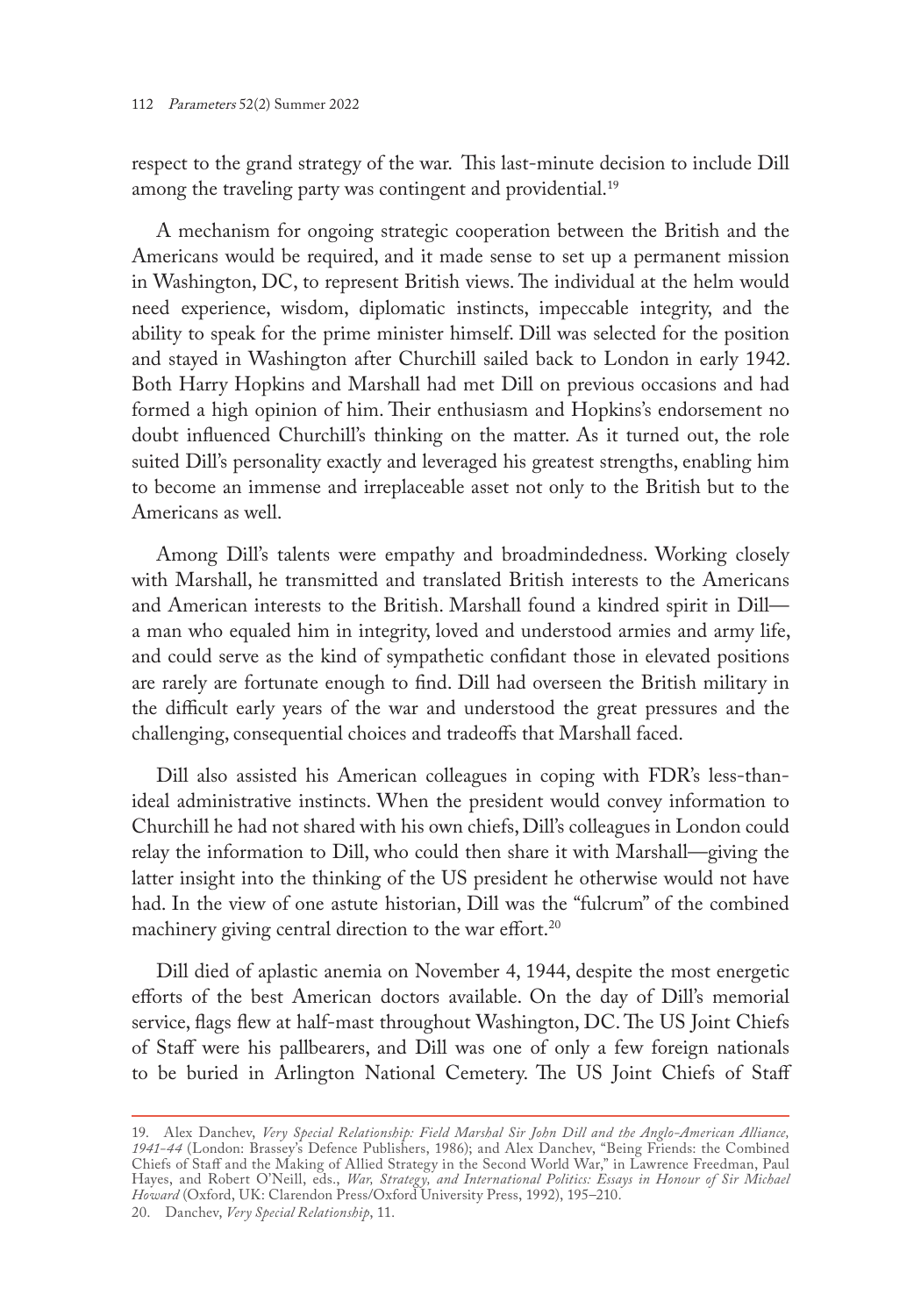respect to the grand strategy of the war. This last-minute decision to include Dill among the traveling party was contingent and providential.[19]

A mechanism for ongoing strategic cooperation between the British and the Americans would be required, and it made sense to set up a permanent mission in Washington, DC, to represent British views. The individual at the helm would need experience, wisdom, diplomatic instincts, impeccable integrity, and the ability to speak for the prime minister himself. Dill was selected for the position and stayed in Washington after Churchill sailed back to London in early 1942. Both Harry Hopkins and Marshall had met Dill on previous occasions and had formed a high opinion of him. Their enthusiasm and Hopkins's endorsement no doubt influenced Churchill's thinking on the matter. As it turned out, the role suited Dill's personality exactly and leveraged his greatest strengths, enabling him to become an immense and irreplaceable asset not only to the British but to the Americans as well.

Among Dill's talents were empathy and broadmindedness. Working closely with Marshall, he transmitted and translated British interests to the Americans and American interests to the British. Marshall found a kindred spirit in Dill—a man who equaled him in integrity, loved and understood armies and army life, and could serve as the kind of sympathetic confidant those in elevated positions are rarely are fortunate enough to find. Dill had overseen the British military in the difficult early years of the war and understood the great pressures and the challenging, consequential choices and tradeoffs that Marshall faced.

Dill also assisted his American colleagues in coping with FDR's less-than-ideal administrative instincts. When the president would convey information to Churchill he had not shared with his own chiefs, Dill's colleagues in London could relay the information to Dill, who could then share it with Marshall—giving the latter insight into the thinking of the US president he otherwise would not have had. In the view of one astute historian, Dill was the "fulcrum" of the combined machinery giving central direction to the war effort.[20]

Dill died of aplastic anemia on November 4, 1944, despite the most energetic efforts of the best American doctors available. On the day of Dill's memorial service, flags flew at half-mast throughout Washington, DC. The US Joint Chiefs of Staff were his pallbearers, and Dill was one of only a few foreign nationals to be buried in Arlington National Cemetery. The US Joint Chiefs of Staff

19. Alex Danchev, *Very Special Relationship: Field Marshal Sir John Dill and the Anglo-American Alliance, 1941-44* (London: Brassey's Defence Publishers, 1986); and Alex Danchev, "Being Friends: the Combined Chiefs of Staff and the Making of Allied Strategy in the Second World War," in Lawrence Freedman, Paul Hayes, and Robert O'Neill, eds., *War, Strategy, and International Politics: Essays in Honour of Sir Michael Howard* (Oxford, UK: Clarendon Press/Oxford University Press, 1992), 195–210.

20. Danchev, *Very Special Relationship*, 11.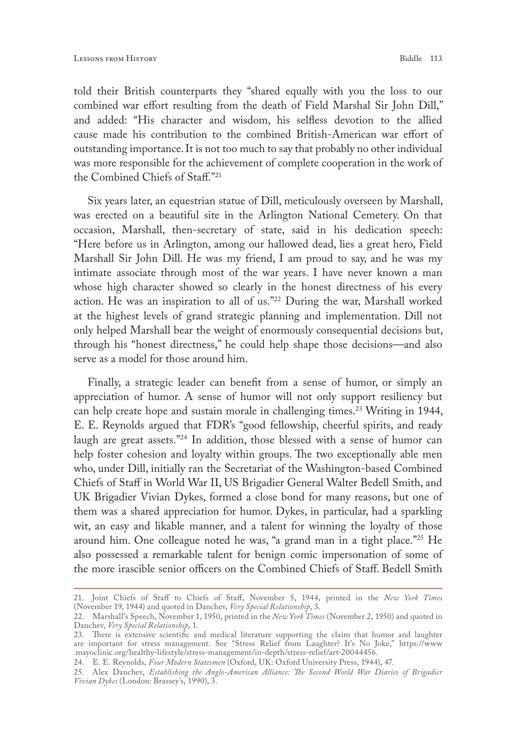told their British counterparts they "shared equally with you the loss to our combined war effort resulting from the death of Field Marshal Sir John Dill," and added: "His character and wisdom, his selfless devotion to the allied cause made his contribution to the combined British-American war effort of outstanding importance. It is not too much to say that probably no other individual was more responsible for the achievement of complete cooperation in the work of the Combined Chiefs of Staff."[21]

Six years later, an equestrian statue of Dill, meticulously overseen by Marshall, was erected on a beautiful site in the Arlington National Cemetery. On that occasion, Marshall, then-secretary of state, said in his dedication speech: "Here before us in Arlington, among our hallowed dead, lies a great hero, Field Marshall Sir John Dill. He was my friend, I am proud to say, and he was my intimate associate through most of the war years. I have never known a man whose high character showed so clearly in the honest directness of his every action. He was an inspiration to all of us."[22] During the war, Marshall worked at the highest levels of grand strategic planning and implementation. Dill not only helped Marshall bear the weight of enormously consequential decisions but, through his "honest directness," he could help shape those decisions—and also serve as a model for those around him.

Finally, a strategic leader can benefit from a sense of humor, or simply an appreciation of humor. A sense of humor will not only support resiliency but can help create hope and sustain morale in challenging times.[23] Writing in 1944, E. E. Reynolds argued that FDR's "good fellowship, cheerful spirits, and ready laugh are great assets."[24] In addition, those blessed with a sense of humor can help foster cohesion and loyalty within groups. The two exceptionally able men who, under Dill, initially ran the Secretariat of the Washington-based Combined Chiefs of Staff in World War II, US Brigadier General Walter Bedell Smith, and UK Brigadier Vivian Dykes, formed a close bond for many reasons, but one of them was a shared appreciation for humor. Dykes, in particular, had a sparkling wit, an easy and likable manner, and a talent for winning the loyalty of those around him. One colleague noted he was, "a grand man in a tight place."[25] He also possessed a remarkable talent for benign comic impersonation of some of the more irascible senior officers on the Combined Chiefs of Staff. Bedell Smith

---

21. Joint Chiefs of Staff to Chiefs of Staff, November 5, 1944, printed in the *New York Times* (November 19, 1944) and quoted in Danchev, *Very Special Relationship*, 3.

22. Marshall's Speech, November 1, 1950, printed in the *New York Times* (November 2, 1950) and quoted in Danchev, *Very Special Relationship*, 1.

23. There is extensive scientific and medical literature supporting the claim that humor and laughter are important for stress management. See "Stress Relief from Laughter? It's No Joke," https://www.mayoclinic.org/healthy-lifestyle/stress-management/in-depth/stress-relief/art-20044456.

24. E. E. Reynolds, *Four Modern Statesmen* (Oxford, UK: Oxford University Press, 1944), 47.

25. Alex Danchev, *Establishing the Anglo-American Alliance: The Second World War Diaries of Brigadier Vivian Dykes* (London: Brassey's, 1990), 3.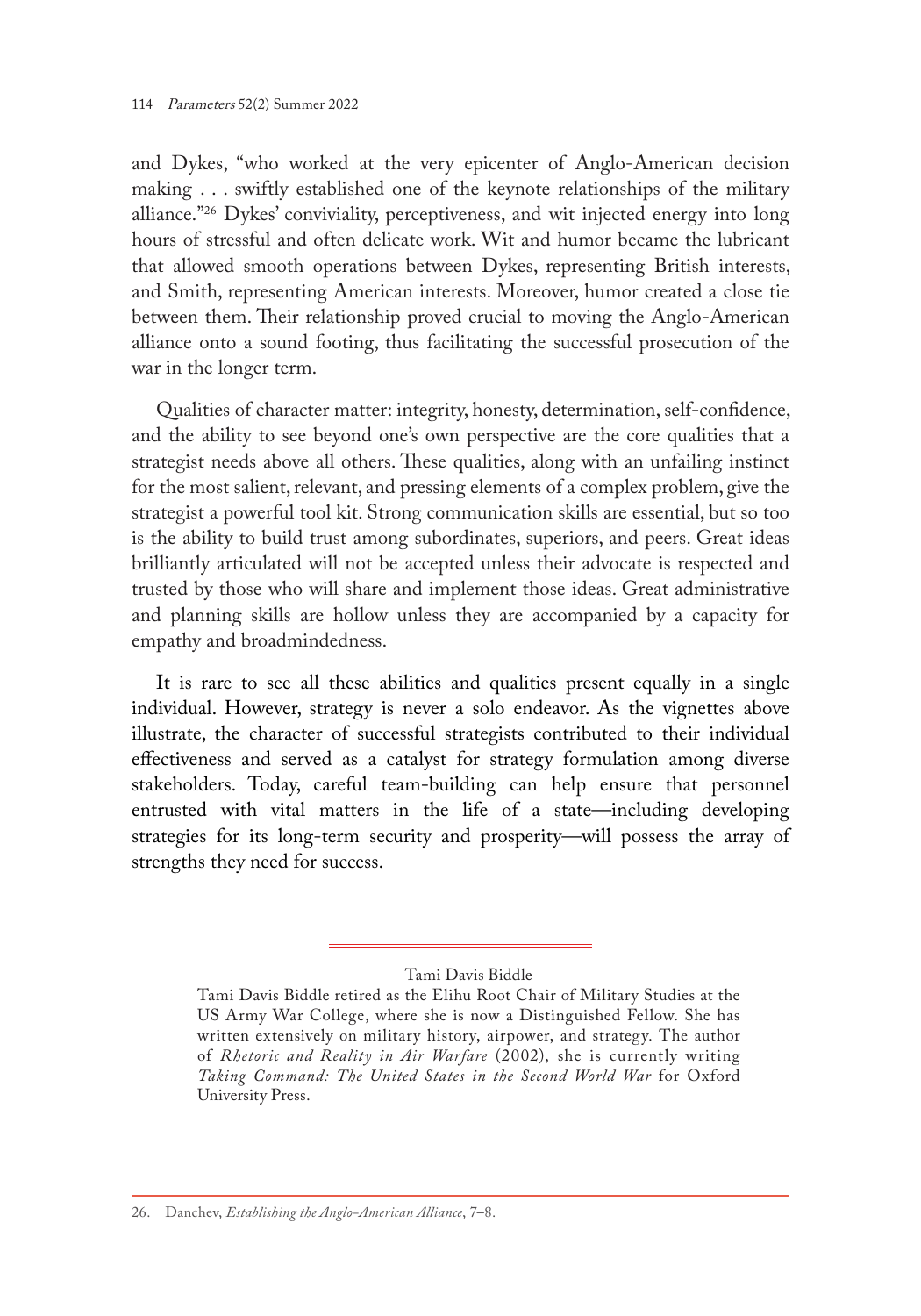and Dykes, "who worked at the very epicenter of Anglo-American decision making . . . swiftly established one of the keynote relationships of the military alliance."[26] Dykes' conviviality, perceptiveness, and wit injected energy into long hours of stressful and often delicate work. Wit and humor became the lubricant that allowed smooth operations between Dykes, representing British interests, and Smith, representing American interests. Moreover, humor created a close tie between them. Their relationship proved crucial to moving the Anglo-American alliance onto a sound footing, thus facilitating the successful prosecution of the war in the longer term.

Qualities of character matter: integrity, honesty, determination, self-confidence, and the ability to see beyond one's own perspective are the core qualities that a strategist needs above all others. These qualities, along with an unfailing instinct for the most salient, relevant, and pressing elements of a complex problem, give the strategist a powerful tool kit. Strong communication skills are essential, but so too is the ability to build trust among subordinates, superiors, and peers. Great ideas brilliantly articulated will not be accepted unless their advocate is respected and trusted by those who will share and implement those ideas. Great administrative and planning skills are hollow unless they are accompanied by a capacity for empathy and broadmindedness.

It is rare to see all these abilities and qualities present equally in a single individual. However, strategy is never a solo endeavor. As the vignettes above illustrate, the character of successful strategists contributed to their individual effectiveness and served as a catalyst for strategy formulation among diverse stakeholders. Today, careful team-building can help ensure that personnel entrusted with vital matters in the life of a state—including developing strategies for its long-term security and prosperity—will possess the array of strengths they need for success.

---

Tami Davis Biddle

Tami Davis Biddle retired as the Elihu Root Chair of Military Studies at the US Army War College, where she is now a Distinguished Fellow. She has written extensively on military history, airpower, and strategy. The author of *Rhetoric and Reality in Air Warfare* (2002), she is currently writing *Taking Command: The United States in the Second World War* for Oxford University Press.

---

26. Danchev, *Establishing the Anglo-American Alliance*, 7–8.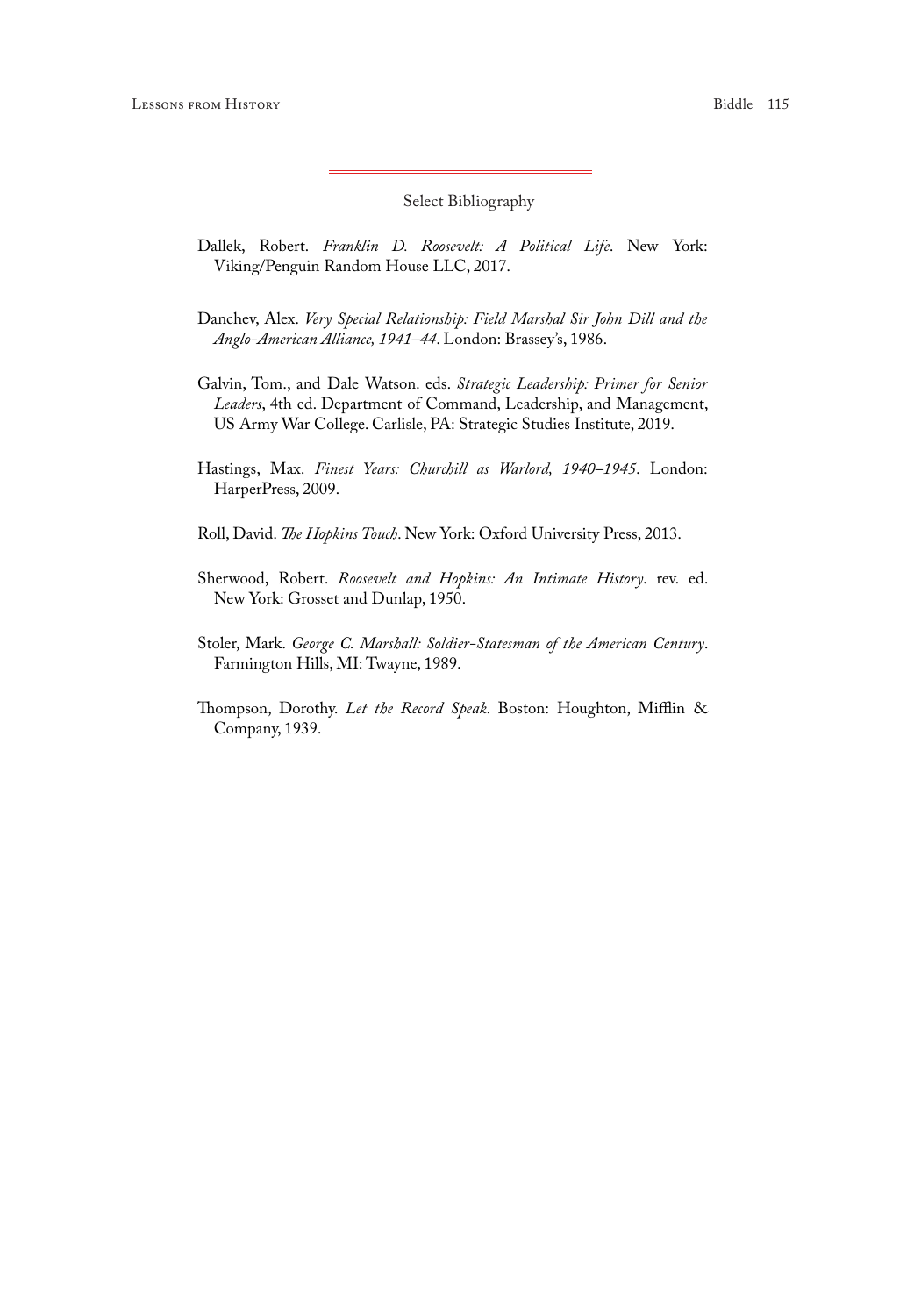## Select Bibliography

Dallek, Robert. *Franklin D. Roosevelt: A Political Life*. New York: Viking/Penguin Random House LLC, 2017.

Danchev, Alex. *Very Special Relationship: Field Marshal Sir John Dill and the Anglo-American Alliance, 1941–44*. London: Brassey's, 1986.

Galvin, Tom., and Dale Watson. eds. *Strategic Leadership: Primer for Senior Leaders*, 4th ed. Department of Command, Leadership, and Management, US Army War College. Carlisle, PA: Strategic Studies Institute, 2019.

Hastings, Max. *Finest Years: Churchill as Warlord, 1940–1945*. London: HarperPress, 2009.

Roll, David. *The Hopkins Touch*. New York: Oxford University Press, 2013.

Sherwood, Robert. *Roosevelt and Hopkins: An Intimate History*. rev. ed. New York: Grosset and Dunlap, 1950.

Stoler, Mark. *George C. Marshall: Soldier-Statesman of the American Century*. Farmington Hills, MI: Twayne, 1989.

Thompson, Dorothy. *Let the Record Speak*. Boston: Houghton, Mifflin & Company, 1939.